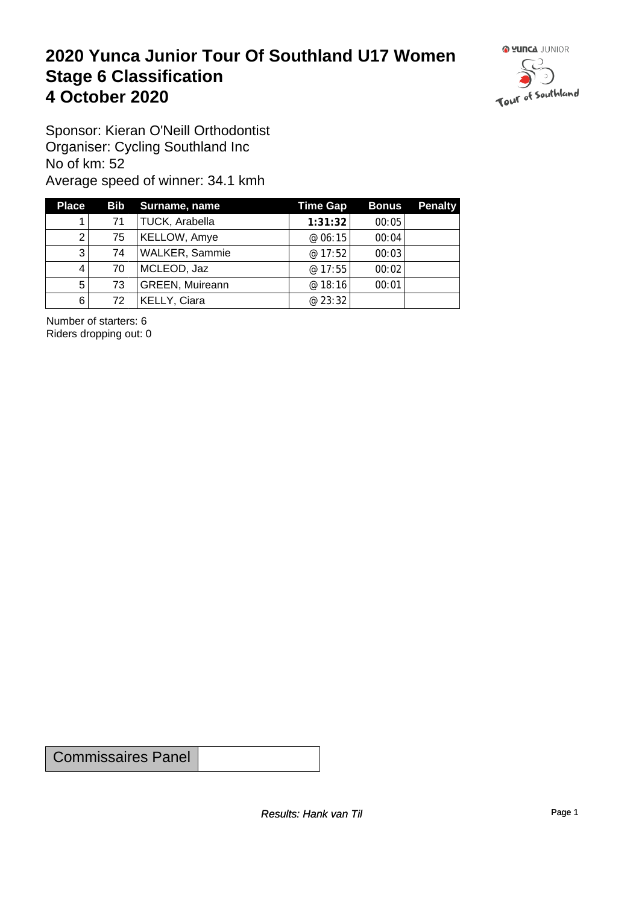# 2020 Yunca Junior Tour Of Southland U17 Women
# Stage 6 Classification
# 4 October 2020

Sponsor: Kieran O'Neill Orthodontist
Organiser: Cycling Southland Inc
No of km: 52
Average speed of winner: 34.1 kmh

| Place | Bib | Surname, name | Time Gap | Bonus | Penalty |
|---|---|---|---|---|---|
| 1 | 71 | TUCK, Arabella | **1:31:32** | 00:05 | |
| 2 | 75 | KELLOW, Amye | @ 06:15 | 00:04 | |
| 3 | 74 | WALKER, Sammie | @ 17:52 | 00:03 | |
| 4 | 70 | MCLEOD, Jaz | @ 17:55 | 00:02 | |
| 5 | 73 | GREEN, Muireann | @ 18:16 | 00:01 | |
| 6 | 72 | KELLY, Ciara | @ 23:32 | | |

Number of starters: 6
Riders dropping out: 0

| Commissaires Panel | |
|---|---|

*Results: Hank van Til*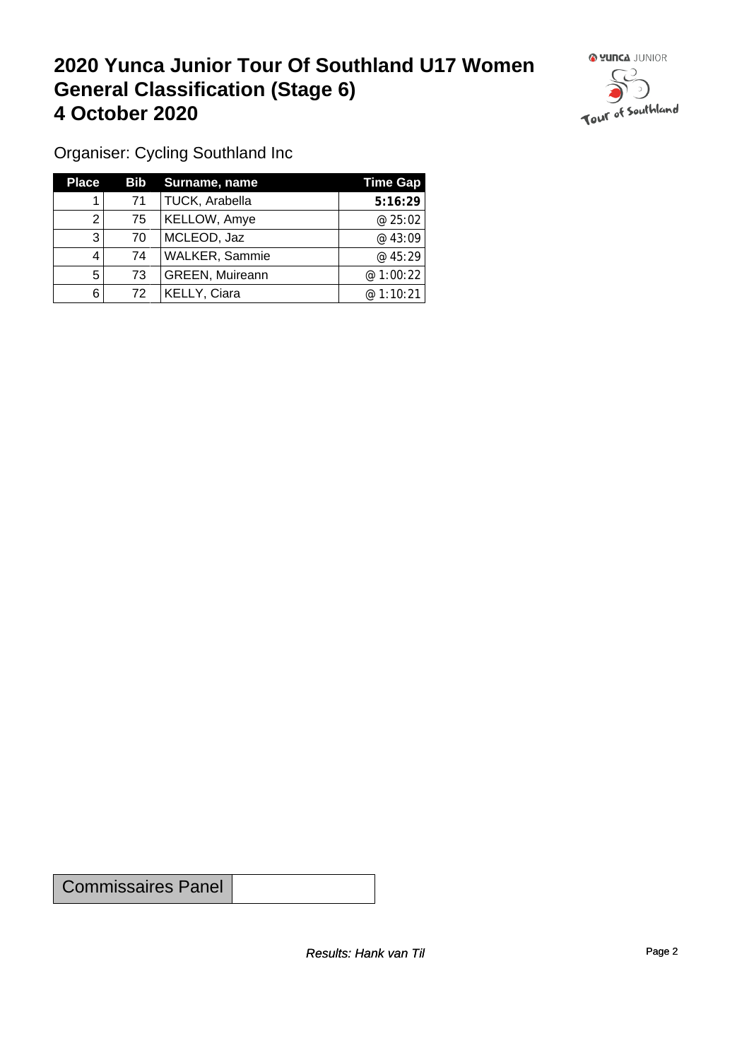# 2020 Yunca Junior Tour Of Southland U17 Women General Classification (Stage 6)
# 4 October 2020

Organiser: Cycling Southland Inc

| Place | Bib | Surname, name | Time Gap |
|---|---|---|---|
| 1 | 71 | TUCK, Arabella | **5:16:29** |
| 2 | 75 | KELLOW, Amye | @ 25:02 |
| 3 | 70 | MCLEOD, Jaz | @ 43:09 |
| 4 | 74 | WALKER, Sammie | @ 45:29 |
| 5 | 73 | GREEN, Muireann | @ 1:00:22 |
| 6 | 72 | KELLY, Ciara | @ 1:10:21 |

| Commissaires Panel | |
|---|---|

*Results: Hank van Til*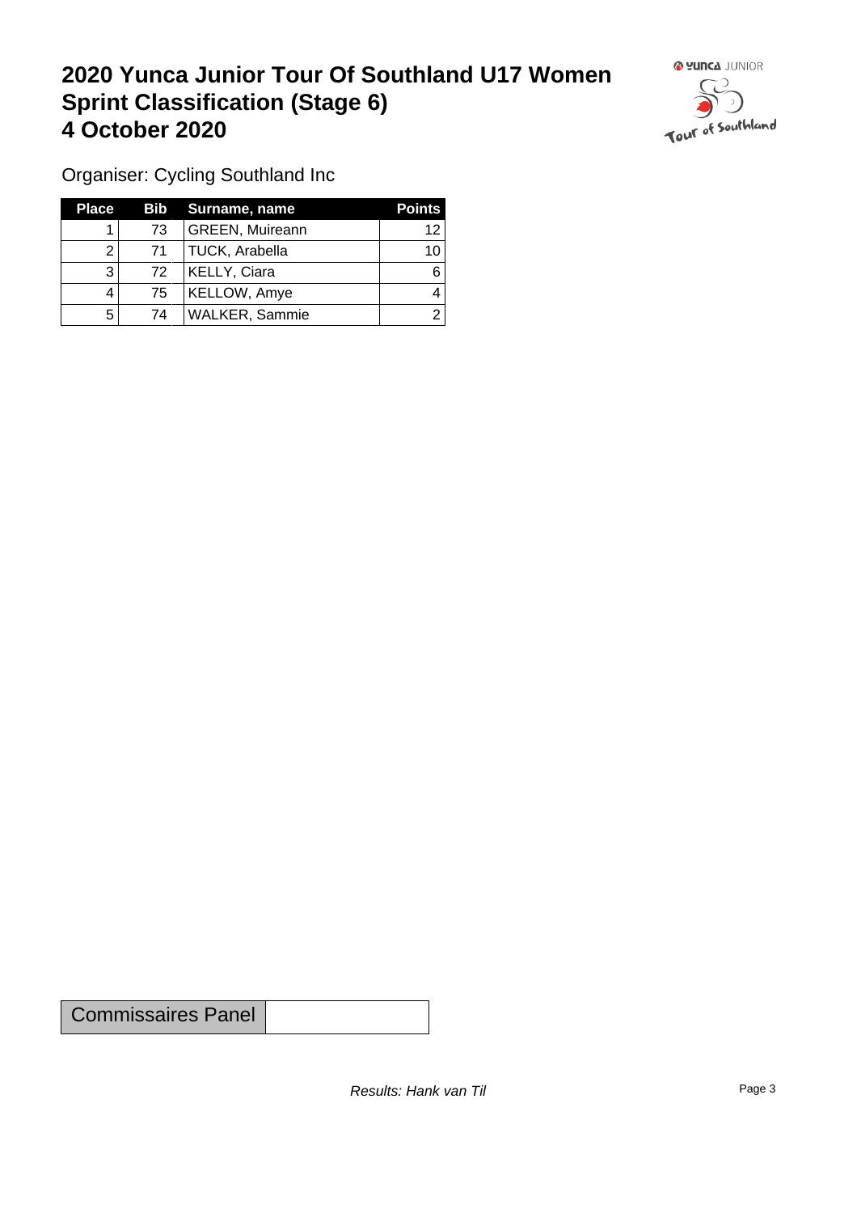# 2020 Yunca Junior Tour Of Southland U17 Women Sprint Classification (Stage 6) 4 October 2020

Organiser: Cycling Southland Inc

| Place | Bib | Surname, name | Points |
|---|---|---|---|
| 1 | 73 | GREEN, Muireann | 12 |
| 2 | 71 | TUCK, Arabella | 10 |
| 3 | 72 | KELLY, Ciara | 6 |
| 4 | 75 | KELLOW, Amye | 4 |
| 5 | 74 | WALKER, Sammie | 2 |

| Commissaires Panel | |
|---|---|

*Results: Hank van Til*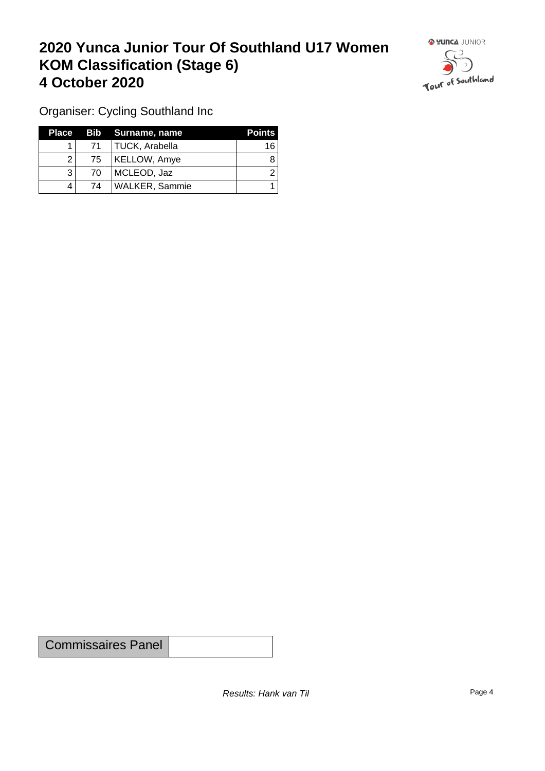# 2020 Yunca Junior Tour Of Southland U17 Women
# KOM Classification (Stage 6)
# 4 October 2020

Organiser: Cycling Southland Inc

| Place | Bib | Surname, name | Points |
|---|---|---|---|
| 1 | 71 | TUCK, Arabella | 16 |
| 2 | 75 | KELLOW, Amye | 8 |
| 3 | 70 | MCLEOD, Jaz | 2 |
| 4 | 74 | WALKER, Sammie | 1 |

| Commissaires Panel | |
|---|---|

*Results: Hank van Til*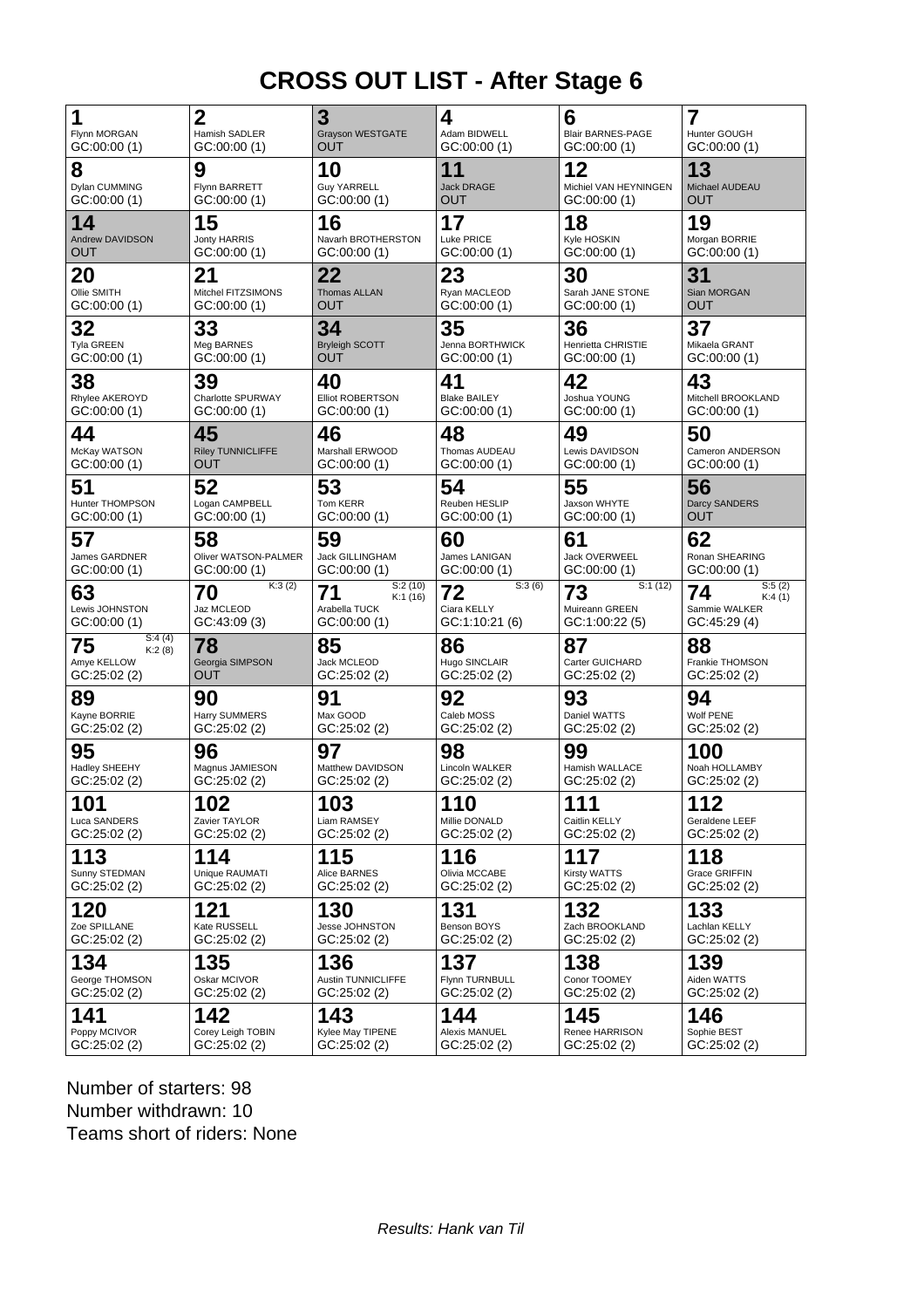# CROSS OUT LIST - After Stage 6

| | | | | | |
|---|---|---|---|---|---|
| **1** Flynn MORGAN GC:00:00 (1) | **2** Hamish SADLER GC:00:00 (1) | **3** Grayson WESTGATE OUT | **4** Adam BIDWELL GC:00:00 (1) | **6** Blair BARNES-PAGE GC:00:00 (1) | **7** Hunter GOUGH GC:00:00 (1) |
| **8** Dylan CUMMING GC:00:00 (1) | **9** Flynn BARRETT GC:00:00 (1) | **10** Guy YARRELL GC:00:00 (1) | **11** Jack DRAGE OUT | **12** Michiel VAN HEYNINGEN GC:00:00 (1) | **13** Michael AUDEAU OUT |
| **14** Andrew DAVIDSON OUT | **15** Jonty HARRIS GC:00:00 (1) | **16** Navarh BROTHERSTON GC:00:00 (1) | **17** Luke PRICE GC:00:00 (1) | **18** Kyle HOSKIN GC:00:00 (1) | **19** Morgan BORRIE GC:00:00 (1) |
| **20** Ollie SMITH GC:00:00 (1) | **21** Mitchel FITZSIMONS GC:00:00 (1) | **22** Thomas ALLAN OUT | **23** Ryan MACLEOD GC:00:00 (1) | **30** Sarah JANE STONE GC:00:00 (1) | **31** Sian MORGAN OUT |
| **32** Tyla GREEN GC:00:00 (1) | **33** Meg BARNES GC:00:00 (1) | **34** Bryleigh SCOTT OUT | **35** Jenna BORTHWICK GC:00:00 (1) | **36** Henrietta CHRISTIE GC:00:00 (1) | **37** Mikaela GRANT GC:00:00 (1) |
| **38** Rhylee AKEROYD GC:00:00 (1) | **39** Charlotte SPURWAY GC:00:00 (1) | **40** Elliot ROBERTSON GC:00:00 (1) | **41** Blake BAILEY GC:00:00 (1) | **42** Joshua YOUNG GC:00:00 (1) | **43** Mitchell BROOKLAND GC:00:00 (1) |
| **44** McKay WATSON GC:00:00 (1) | **45** Riley TUNNICLIFFE OUT | **46** Marshall ERWOOD GC:00:00 (1) | **48** Thomas AUDEAU GC:00:00 (1) | **49** Lewis DAVIDSON GC:00:00 (1) | **50** Cameron ANDERSON GC:00:00 (1) |
| **51** Hunter THOMPSON GC:00:00 (1) | **52** Logan CAMPBELL GC:00:00 (1) | **53** Tom KERR GC:00:00 (1) | **54** Reuben HESLIP GC:00:00 (1) | **55** Jaxson WHYTE GC:00:00 (1) | **56** Darcy SANDERS OUT |
| **57** James GARDNER GC:00:00 (1) | **58** Oliver WATSON-PALMER GC:00:00 (1) | **59** Jack GILLINGHAM GC:00:00 (1) | **60** James LANIGAN GC:00:00 (1) | **61** Jack OVERWEEL GC:00:00 (1) | **62** Ronan SHEARING GC:00:00 (1) |
| **63** Lewis JOHNSTON GC:00:00 (1) | **70** K:3 (2) Jaz MCLEOD GC:43:09 (3) | **71** S:2 (10) K:1 (16) Arabella TUCK GC:00:00 (1) | **72** S:3 (6) Ciara KELLY GC:1:10:21 (6) | **73** S:1 (12) Muireann GREEN GC:1:00:22 (5) | **74** S:5 (2) K:4 (1) Sammie WALKER GC:45:29 (4) |
| **75** S:4 (4) K:2 (8) Amye KELLOW GC:25:02 (2) | **78** Georgia SIMPSON OUT | **85** Jack MCLEOD GC:25:02 (2) | **86** Hugo SINCLAIR GC:25:02 (2) | **87** Carter GUICHARD GC:25:02 (2) | **88** Frankie THOMSON GC:25:02 (2) |
| **89** Kayne BORRIE GC:25:02 (2) | **90** Harry SUMMERS GC:25:02 (2) | **91** Max GOOD GC:25:02 (2) | **92** Caleb MOSS GC:25:02 (2) | **93** Daniel WATTS GC:25:02 (2) | **94** Wolf PENE GC:25:02 (2) |
| **95** Hadley SHEEHY GC:25:02 (2) | **96** Magnus JAMIESON GC:25:02 (2) | **97** Matthew DAVIDSON GC:25:02 (2) | **98** Lincoln WALKER GC:25:02 (2) | **99** Hamish WALLACE GC:25:02 (2) | **100** Noah HOLLAMBY GC:25:02 (2) |
| **101** Luca SANDERS GC:25:02 (2) | **102** Zavier TAYLOR GC:25:02 (2) | **103** Liam RAMSEY GC:25:02 (2) | **110** Millie DONALD GC:25:02 (2) | **111** Caitlin KELLY GC:25:02 (2) | **112** Geraldene LEEF GC:25:02 (2) |
| **113** Sunny STEDMAN GC:25:02 (2) | **114** Unique RAUMATI GC:25:02 (2) | **115** Alice BARNES GC:25:02 (2) | **116** Olivia MCCABE GC:25:02 (2) | **117** Kirsty WATTS GC:25:02 (2) | **118** Grace GRIFFIN GC:25:02 (2) |
| **120** Zoe SPILLANE GC:25:02 (2) | **121** Kate RUSSELL GC:25:02 (2) | **130** Jesse JOHNSTON GC:25:02 (2) | **131** Benson BOYS GC:25:02 (2) | **132** Zach BROOKLAND GC:25:02 (2) | **133** Lachlan KELLY GC:25:02 (2) |
| **134** George THOMSON GC:25:02 (2) | **135** Oskar MCIVOR GC:25:02 (2) | **136** Austin TUNNICLIFFE GC:25:02 (2) | **137** Flynn TURNBULL GC:25:02 (2) | **138** Conor TOOMEY GC:25:02 (2) | **139** Aiden WATTS GC:25:02 (2) |
| **141** Poppy MCIVOR GC:25:02 (2) | **142** Corey Leigh TOBIN GC:25:02 (2) | **143** Kylee May TIPENE GC:25:02 (2) | **144** Alexis MANUEL GC:25:02 (2) | **145** Renee HARRISON GC:25:02 (2) | **146** Sophie BEST GC:25:02 (2) |

Number of starters: 98
Number withdrawn: 10
Teams short of riders: None

*Results: Hank van Til*